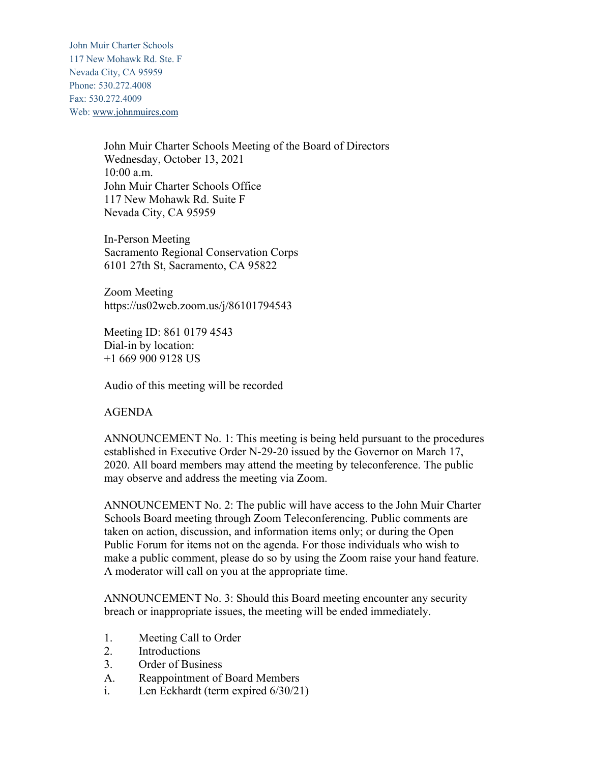John Muir Charter Schools
117 New Mohawk Rd. Ste. F
Nevada City, CA 95959
Phone: 530.272.4008
Fax: 530.272.4009
Web: www.johnmuircs.com

John Muir Charter Schools Meeting of the Board of Directors
Wednesday, October 13, 2021
10:00 a.m.
John Muir Charter Schools Office
117 New Mohawk Rd. Suite F
Nevada City, CA 95959

In-Person Meeting
Sacramento Regional Conservation Corps
6101 27th St, Sacramento, CA 95822

Zoom Meeting
https://us02web.zoom.us/j/86101794543

Meeting ID: 861 0179 4543
Dial-in by location:
+1 669 900 9128 US

Audio of this meeting will be recorded

AGENDA

ANNOUNCEMENT No. 1: This meeting is being held pursuant to the procedures established in Executive Order N-29-20 issued by the Governor on March 17, 2020. All board members may attend the meeting by teleconference. The public may observe and address the meeting via Zoom.

ANNOUNCEMENT No. 2: The public will have access to the John Muir Charter Schools Board meeting through Zoom Teleconferencing. Public comments are taken on action, discussion, and information items only; or during the Open Public Forum for items not on the agenda. For those individuals who wish to make a public comment, please do so by using the Zoom raise your hand feature. A moderator will call on you at the appropriate time.

ANNOUNCEMENT No. 3: Should this Board meeting encounter any security breach or inappropriate issues, the meeting will be ended immediately.

1. Meeting Call to Order
2. Introductions
3. Order of Business

A. Reappointment of Board Members

i. Len Eckhardt (term expired 6/30/21)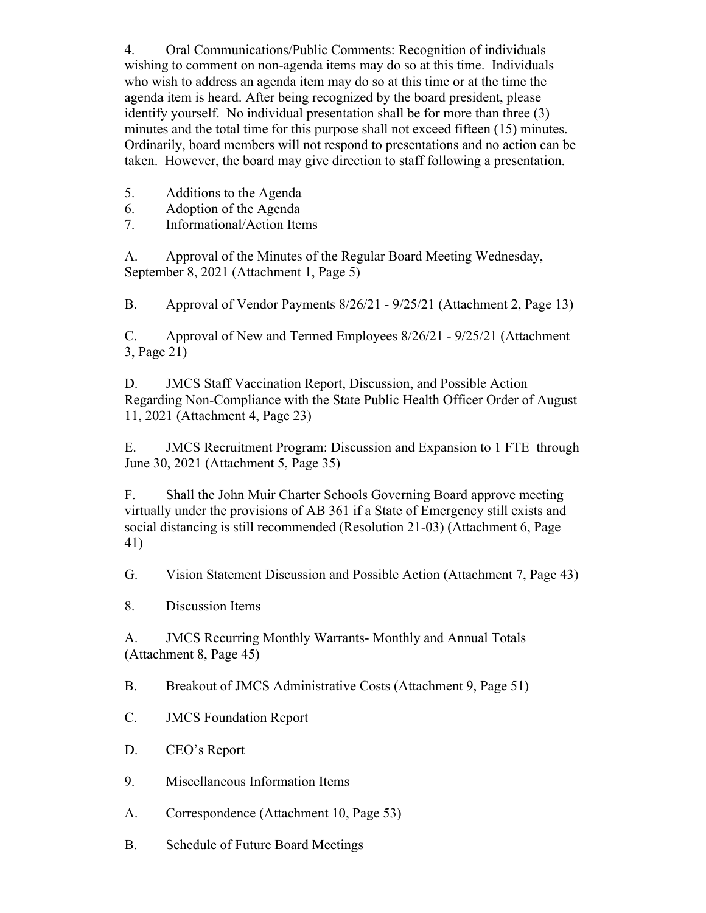4. Oral Communications/Public Comments: Recognition of individuals wishing to comment on non-agenda items may do so at this time. Individuals who wish to address an agenda item may do so at this time or at the time the agenda item is heard. After being recognized by the board president, please identify yourself. No individual presentation shall be for more than three (3) minutes and the total time for this purpose shall not exceed fifteen (15) minutes. Ordinarily, board members will not respond to presentations and no action can be taken. However, the board may give direction to staff following a presentation.

5. Additions to the Agenda

6. Adoption of the Agenda

7. Informational/Action Items

A. Approval of the Minutes of the Regular Board Meeting Wednesday, September 8, 2021 (Attachment 1, Page 5)

B. Approval of Vendor Payments 8/26/21 - 9/25/21 (Attachment 2, Page 13)

C. Approval of New and Termed Employees 8/26/21 - 9/25/21 (Attachment 3, Page 21)

D. JMCS Staff Vaccination Report, Discussion, and Possible Action Regarding Non-Compliance with the State Public Health Officer Order of August 11, 2021 (Attachment 4, Page 23)

E. JMCS Recruitment Program: Discussion and Expansion to 1 FTE through June 30, 2021 (Attachment 5, Page 35)

F. Shall the John Muir Charter Schools Governing Board approve meeting virtually under the provisions of AB 361 if a State of Emergency still exists and social distancing is still recommended (Resolution 21-03) (Attachment 6, Page 41)

G. Vision Statement Discussion and Possible Action (Attachment 7, Page 43)

8. Discussion Items

A. JMCS Recurring Monthly Warrants- Monthly and Annual Totals (Attachment 8, Page 45)

B. Breakout of JMCS Administrative Costs (Attachment 9, Page 51)

C. JMCS Foundation Report

D. CEO's Report

9. Miscellaneous Information Items

A. Correspondence (Attachment 10, Page 53)

B. Schedule of Future Board Meetings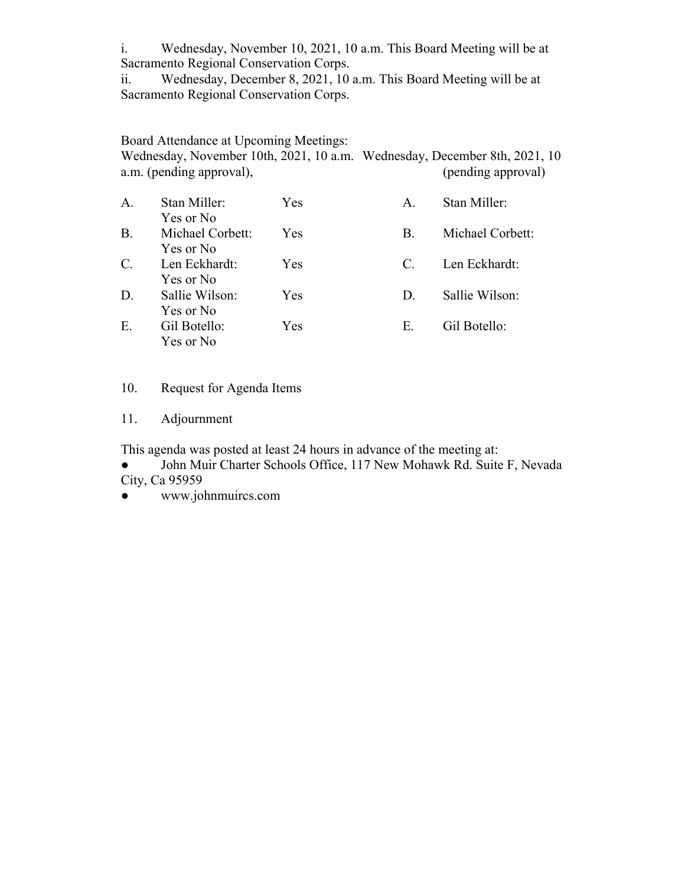i. Wednesday, November 10, 2021, 10 a.m. This Board Meeting will be at Sacramento Regional Conservation Corps.
ii. Wednesday, December 8, 2021, 10 a.m. This Board Meeting will be at Sacramento Regional Conservation Corps.

Board Attendance at Upcoming Meetings:

| Wednesday, November 10th, 2021, 10 a.m. (pending approval), | | | Wednesday, December 8th, 2021, 10 a.m. (pending approval) | |
|---|---|---|---|---|
| A. | Stan Miller: Yes or No | Yes | A. | Stan Miller: |
| B. | Michael Corbett: Yes or No | Yes | B. | Michael Corbett: |
| C. | Len Eckhardt: Yes or No | Yes | C. | Len Eckhardt: |
| D. | Sallie Wilson: Yes or No | Yes | D. | Sallie Wilson: |
| E. | Gil Botello: Yes or No | Yes | E. | Gil Botello: |

10. Request for Agenda Items

11. Adjournment

This agenda was posted at least 24 hours in advance of the meeting at:

- John Muir Charter Schools Office, 117 New Mohawk Rd. Suite F, Nevada City, Ca 95959
- www.johnmuircs.com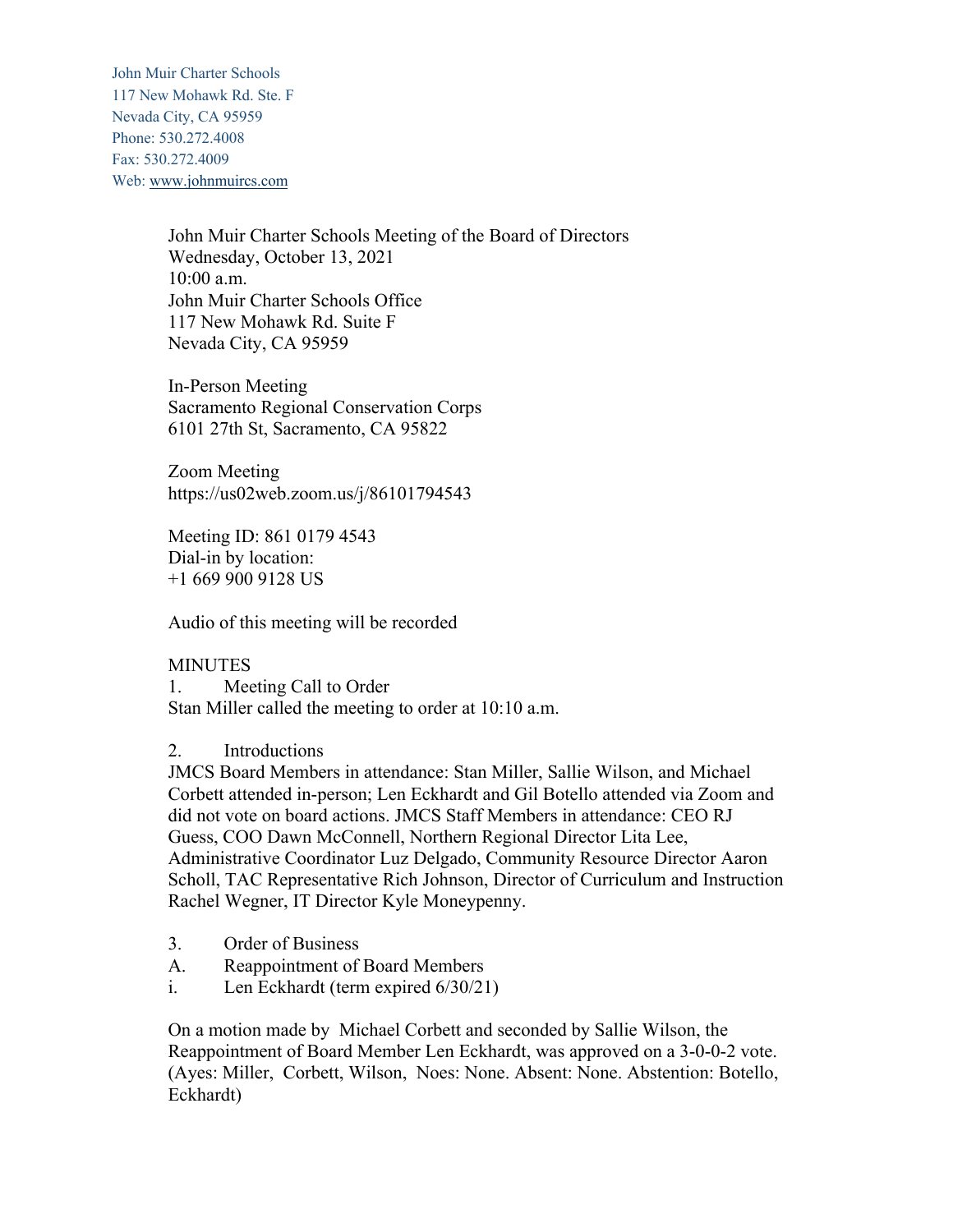John Muir Charter Schools
117 New Mohawk Rd. Ste. F
Nevada City, CA 95959
Phone: 530.272.4008
Fax: 530.272.4009
Web: www.johnmuircs.com

John Muir Charter Schools Meeting of the Board of Directors
Wednesday, October 13, 2021
10:00 a.m.
John Muir Charter Schools Office
117 New Mohawk Rd. Suite F
Nevada City, CA 95959

In-Person Meeting
Sacramento Regional Conservation Corps
6101 27th St, Sacramento, CA 95822

Zoom Meeting
https://us02web.zoom.us/j/86101794543

Meeting ID: 861 0179 4543
Dial-in by location:
+1 669 900 9128 US

Audio of this meeting will be recorded

MINUTES

1. Meeting Call to Order

Stan Miller called the meeting to order at 10:10 a.m.

2. Introductions

JMCS Board Members in attendance: Stan Miller, Sallie Wilson, and Michael Corbett attended in-person; Len Eckhardt and Gil Botello attended via Zoom and did not vote on board actions. JMCS Staff Members in attendance: CEO RJ Guess, COO Dawn McConnell, Northern Regional Director Lita Lee, Administrative Coordinator Luz Delgado, Community Resource Director Aaron Scholl, TAC Representative Rich Johnson, Director of Curriculum and Instruction Rachel Wegner, IT Director Kyle Moneypenny.

3. Order of Business

A. Reappointment of Board Members

i. Len Eckhardt (term expired 6/30/21)

On a motion made by Michael Corbett and seconded by Sallie Wilson, the Reappointment of Board Member Len Eckhardt, was approved on a 3-0-0-2 vote. (Ayes: Miller, Corbett, Wilson, Noes: None. Absent: None. Abstention: Botello, Eckhardt)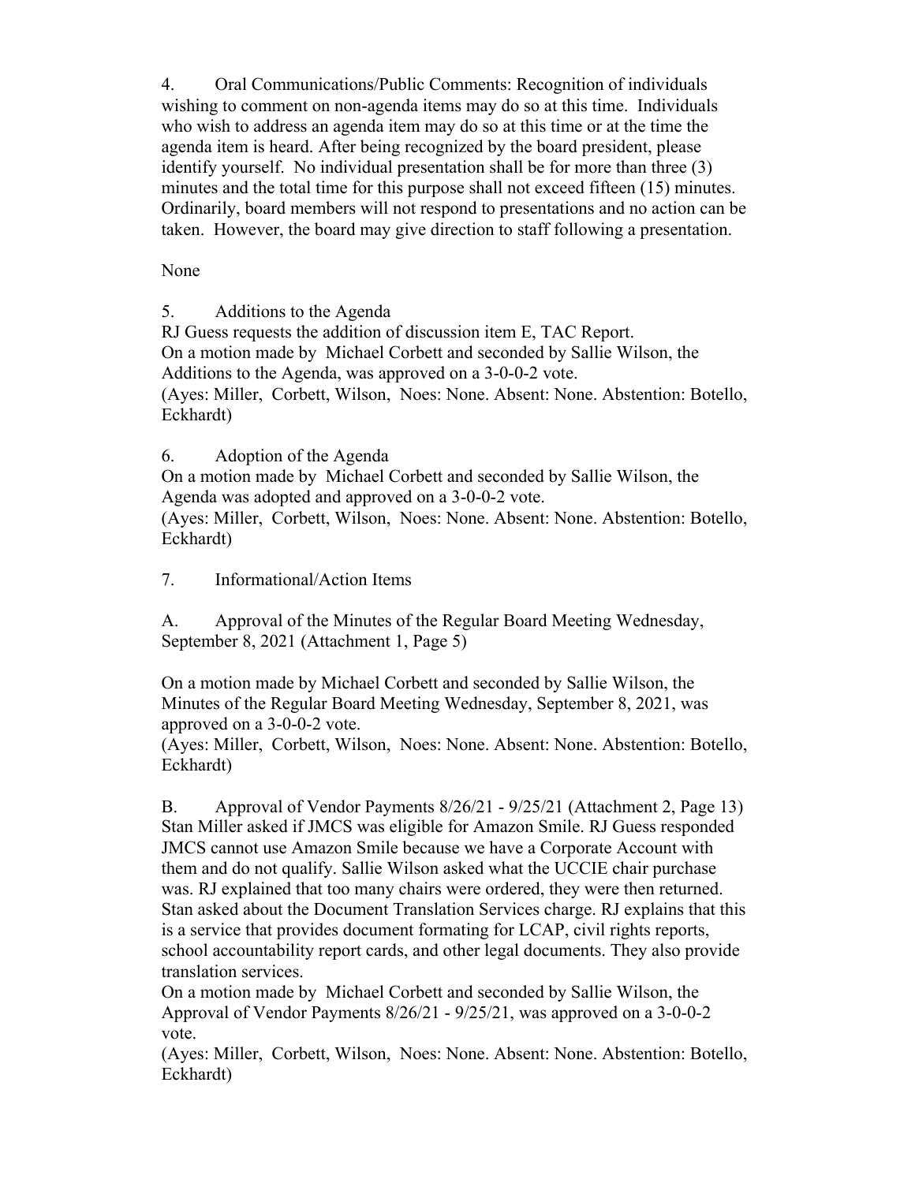4. Oral Communications/Public Comments: Recognition of individuals wishing to comment on non-agenda items may do so at this time. Individuals who wish to address an agenda item may do so at this time or at the time the agenda item is heard. After being recognized by the board president, please identify yourself. No individual presentation shall be for more than three (3) minutes and the total time for this purpose shall not exceed fifteen (15) minutes. Ordinarily, board members will not respond to presentations and no action can be taken. However, the board may give direction to staff following a presentation.

None

5. Additions to the Agenda
RJ Guess requests the addition of discussion item E, TAC Report.
On a motion made by Michael Corbett and seconded by Sallie Wilson, the Additions to the Agenda, was approved on a 3-0-0-2 vote.
(Ayes: Miller, Corbett, Wilson, Noes: None. Absent: None. Abstention: Botello, Eckhardt)

6. Adoption of the Agenda
On a motion made by Michael Corbett and seconded by Sallie Wilson, the Agenda was adopted and approved on a 3-0-0-2 vote.
(Ayes: Miller, Corbett, Wilson, Noes: None. Absent: None. Abstention: Botello, Eckhardt)

7. Informational/Action Items

A. Approval of the Minutes of the Regular Board Meeting Wednesday, September 8, 2021 (Attachment 1, Page 5)

On a motion made by Michael Corbett and seconded by Sallie Wilson, the Minutes of the Regular Board Meeting Wednesday, September 8, 2021, was approved on a 3-0-0-2 vote.
(Ayes: Miller, Corbett, Wilson, Noes: None. Absent: None. Abstention: Botello, Eckhardt)

B. Approval of Vendor Payments 8/26/21 - 9/25/21 (Attachment 2, Page 13)
Stan Miller asked if JMCS was eligible for Amazon Smile. RJ Guess responded JMCS cannot use Amazon Smile because we have a Corporate Account with them and do not qualify. Sallie Wilson asked what the UCCIE chair purchase was. RJ explained that too many chairs were ordered, they were then returned. Stan asked about the Document Translation Services charge. RJ explains that this is a service that provides document formating for LCAP, civil rights reports, school accountability report cards, and other legal documents. They also provide translation services.
On a motion made by Michael Corbett and seconded by Sallie Wilson, the Approval of Vendor Payments 8/26/21 - 9/25/21, was approved on a 3-0-0-2 vote.
(Ayes: Miller, Corbett, Wilson, Noes: None. Absent: None. Abstention: Botello, Eckhardt)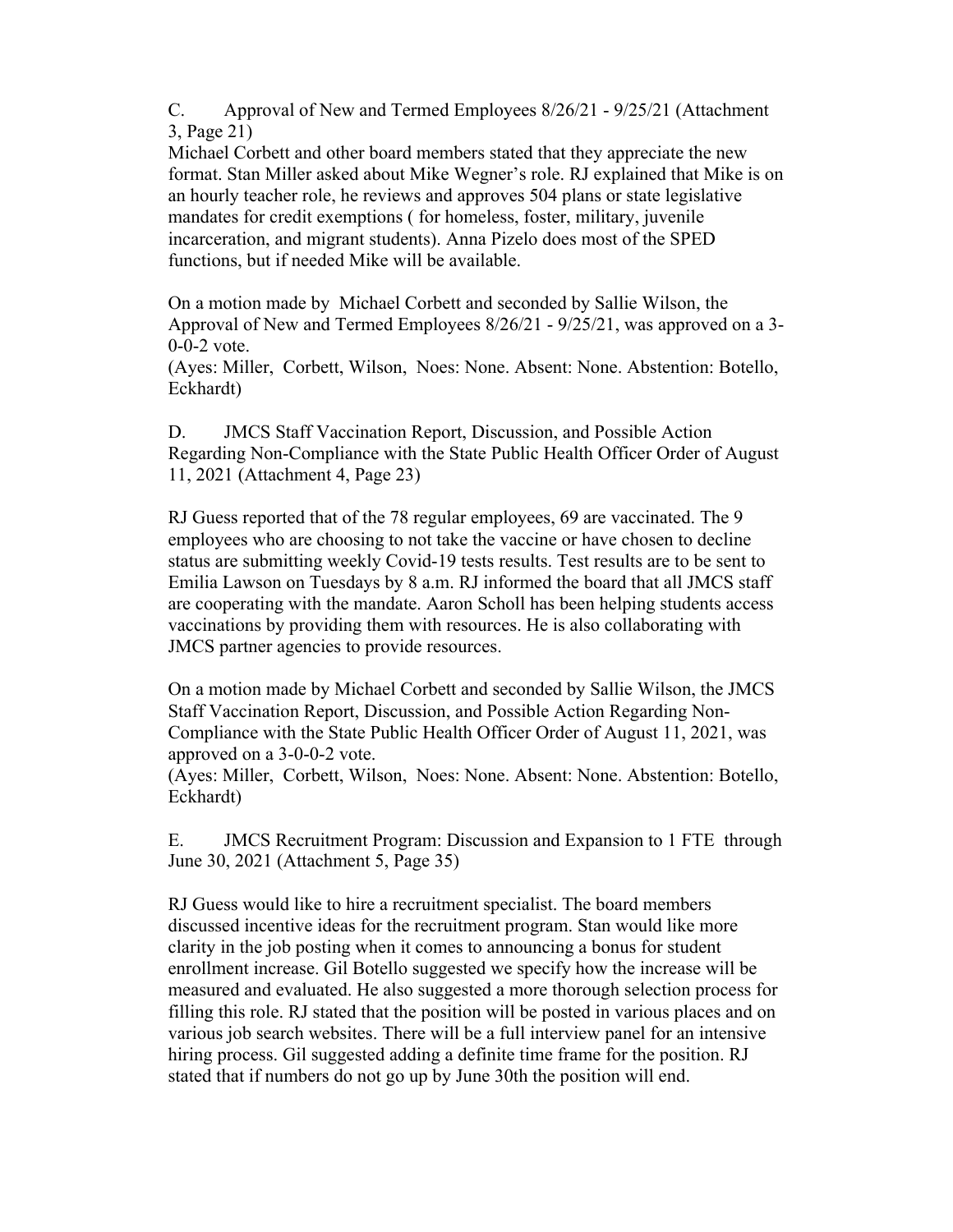C. Approval of New and Termed Employees 8/26/21 - 9/25/21 (Attachment 3, Page 21)

Michael Corbett and other board members stated that they appreciate the new format. Stan Miller asked about Mike Wegner's role. RJ explained that Mike is on an hourly teacher role, he reviews and approves 504 plans or state legislative mandates for credit exemptions ( for homeless, foster, military, juvenile incarceration, and migrant students). Anna Pizelo does most of the SPED functions, but if needed Mike will be available.

On a motion made by Michael Corbett and seconded by Sallie Wilson, the Approval of New and Termed Employees 8/26/21 - 9/25/21, was approved on a 3-0-0-2 vote.
(Ayes: Miller, Corbett, Wilson, Noes: None. Absent: None. Abstention: Botello, Eckhardt)

D. JMCS Staff Vaccination Report, Discussion, and Possible Action Regarding Non-Compliance with the State Public Health Officer Order of August 11, 2021 (Attachment 4, Page 23)

RJ Guess reported that of the 78 regular employees, 69 are vaccinated. The 9 employees who are choosing to not take the vaccine or have chosen to decline status are submitting weekly Covid-19 tests results. Test results are to be sent to Emilia Lawson on Tuesdays by 8 a.m. RJ informed the board that all JMCS staff are cooperating with the mandate. Aaron Scholl has been helping students access vaccinations by providing them with resources. He is also collaborating with JMCS partner agencies to provide resources.

On a motion made by Michael Corbett and seconded by Sallie Wilson, the JMCS Staff Vaccination Report, Discussion, and Possible Action Regarding Non-Compliance with the State Public Health Officer Order of August 11, 2021, was approved on a 3-0-0-2 vote.
(Ayes: Miller, Corbett, Wilson, Noes: None. Absent: None. Abstention: Botello, Eckhardt)

E. JMCS Recruitment Program: Discussion and Expansion to 1 FTE through June 30, 2021 (Attachment 5, Page 35)

RJ Guess would like to hire a recruitment specialist. The board members discussed incentive ideas for the recruitment program. Stan would like more clarity in the job posting when it comes to announcing a bonus for student enrollment increase. Gil Botello suggested we specify how the increase will be measured and evaluated. He also suggested a more thorough selection process for filling this role. RJ stated that the position will be posted in various places and on various job search websites. There will be a full interview panel for an intensive hiring process. Gil suggested adding a definite time frame for the position. RJ stated that if numbers do not go up by June 30th the position will end.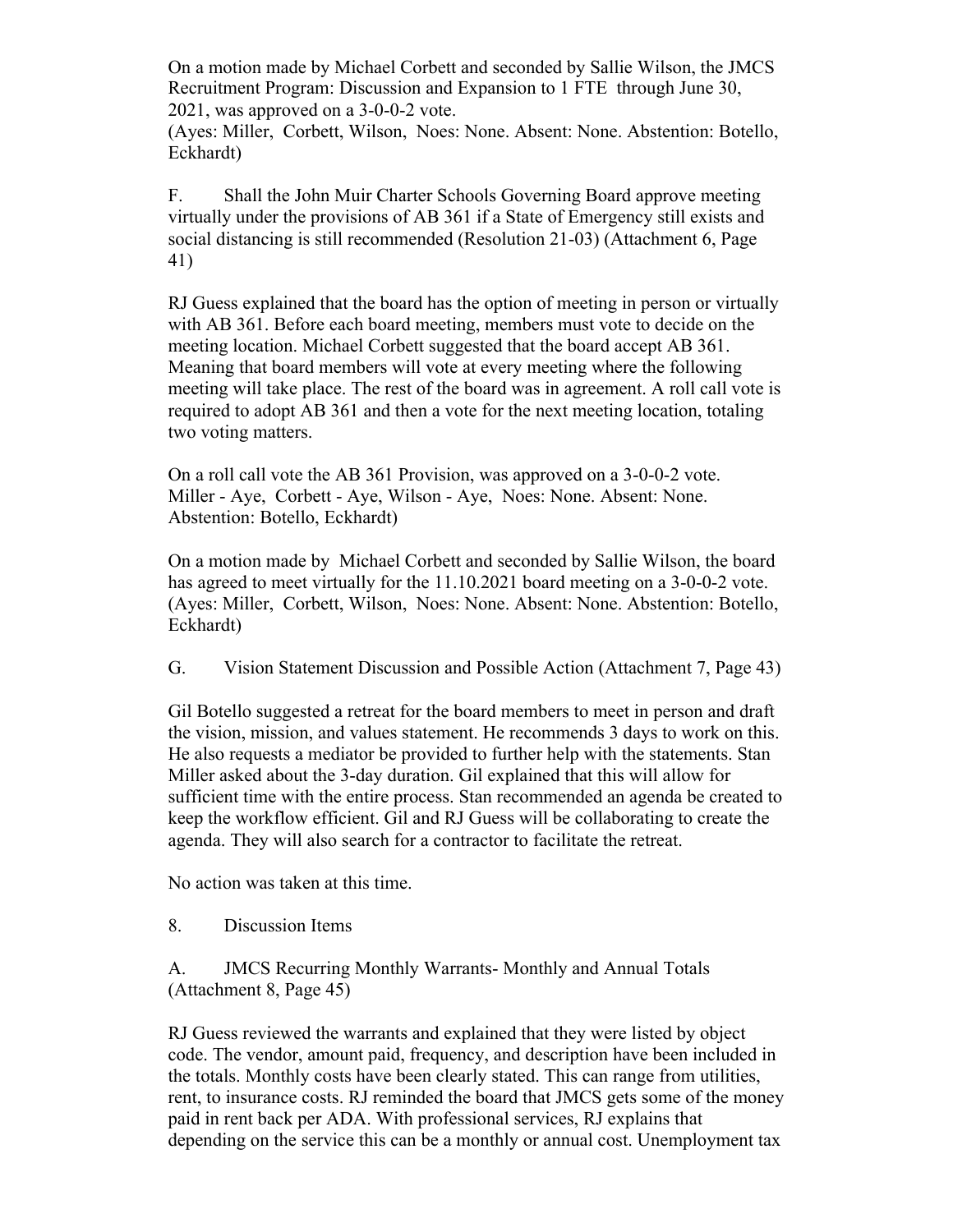On a motion made by Michael Corbett and seconded by Sallie Wilson, the JMCS Recruitment Program: Discussion and Expansion to 1 FTE through June 30, 2021, was approved on a 3-0-0-2 vote.
(Ayes: Miller, Corbett, Wilson, Noes: None. Absent: None. Abstention: Botello, Eckhardt)

F. Shall the John Muir Charter Schools Governing Board approve meeting virtually under the provisions of AB 361 if a State of Emergency still exists and social distancing is still recommended (Resolution 21-03) (Attachment 6, Page 41)

RJ Guess explained that the board has the option of meeting in person or virtually with AB 361. Before each board meeting, members must vote to decide on the meeting location. Michael Corbett suggested that the board accept AB 361. Meaning that board members will vote at every meeting where the following meeting will take place. The rest of the board was in agreement. A roll call vote is required to adopt AB 361 and then a vote for the next meeting location, totaling two voting matters.

On a roll call vote the AB 361 Provision, was approved on a 3-0-0-2 vote. Miller - Aye, Corbett - Aye, Wilson - Aye, Noes: None. Absent: None. Abstention: Botello, Eckhardt)

On a motion made by Michael Corbett and seconded by Sallie Wilson, the board has agreed to meet virtually for the 11.10.2021 board meeting on a 3-0-0-2 vote. (Ayes: Miller, Corbett, Wilson, Noes: None. Absent: None. Abstention: Botello, Eckhardt)

G. Vision Statement Discussion and Possible Action (Attachment 7, Page 43)

Gil Botello suggested a retreat for the board members to meet in person and draft the vision, mission, and values statement. He recommends 3 days to work on this. He also requests a mediator be provided to further help with the statements. Stan Miller asked about the 3-day duration. Gil explained that this will allow for sufficient time with the entire process. Stan recommended an agenda be created to keep the workflow efficient. Gil and RJ Guess will be collaborating to create the agenda. They will also search for a contractor to facilitate the retreat.

No action was taken at this time.

8. Discussion Items

A. JMCS Recurring Monthly Warrants- Monthly and Annual Totals (Attachment 8, Page 45)

RJ Guess reviewed the warrants and explained that they were listed by object code. The vendor, amount paid, frequency, and description have been included in the totals. Monthly costs have been clearly stated. This can range from utilities, rent, to insurance costs. RJ reminded the board that JMCS gets some of the money paid in rent back per ADA. With professional services, RJ explains that depending on the service this can be a monthly or annual cost. Unemployment tax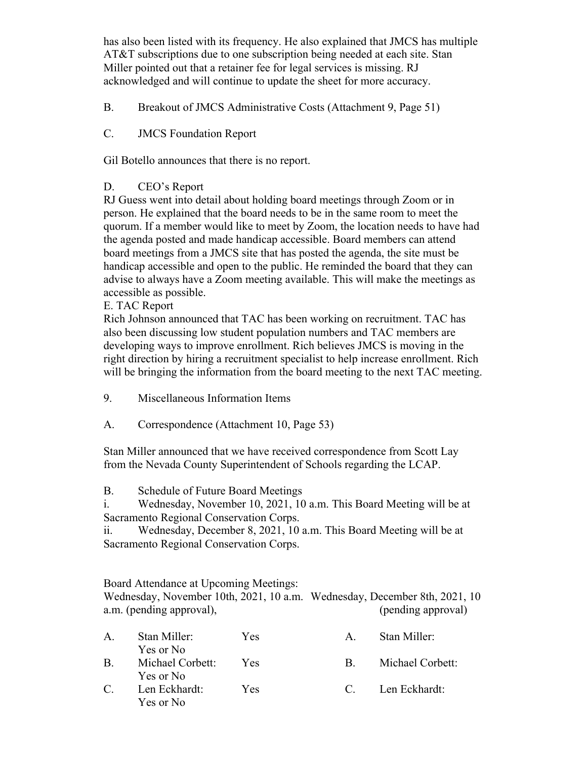has also been listed with its frequency. He also explained that JMCS has multiple AT&T subscriptions due to one subscription being needed at each site. Stan Miller pointed out that a retainer fee for legal services is missing. RJ acknowledged and will continue to update the sheet for more accuracy.

B. Breakout of JMCS Administrative Costs (Attachment 9, Page 51)

C. JMCS Foundation Report

Gil Botello announces that there is no report.

D. CEO's Report

RJ Guess went into detail about holding board meetings through Zoom or in person. He explained that the board needs to be in the same room to meet the quorum. If a member would like to meet by Zoom, the location needs to have had the agenda posted and made handicap accessible. Board members can attend board meetings from a JMCS site that has posted the agenda, the site must be handicap accessible and open to the public. He reminded the board that they can advise to always have a Zoom meeting available. This will make the meetings as accessible as possible.

E. TAC Report

Rich Johnson announced that TAC has been working on recruitment. TAC has also been discussing low student population numbers and TAC members are developing ways to improve enrollment. Rich believes JMCS is moving in the right direction by hiring a recruitment specialist to help increase enrollment. Rich will be bringing the information from the board meeting to the next TAC meeting.

9. Miscellaneous Information Items

A. Correspondence (Attachment 10, Page 53)

Stan Miller announced that we have received correspondence from Scott Lay from the Nevada County Superintendent of Schools regarding the LCAP.

B. Schedule of Future Board Meetings

i. Wednesday, November 10, 2021, 10 a.m. This Board Meeting will be at Sacramento Regional Conservation Corps.

ii. Wednesday, December 8, 2021, 10 a.m. This Board Meeting will be at Sacramento Regional Conservation Corps.

Board Attendance at Upcoming Meetings:

| Wednesday, November 10th, 2021, 10 a.m. (pending approval), | | | Wednesday, December 8th, 2021, 10 a.m. (pending approval) | |
|---|---|---|---|---|
| A. | Stan Miller: Yes or No | Yes | A. | Stan Miller: |
| B. | Michael Corbett: Yes or No | Yes | B. | Michael Corbett: |
| C. | Len Eckhardt: Yes or No | Yes | C. | Len Eckhardt: |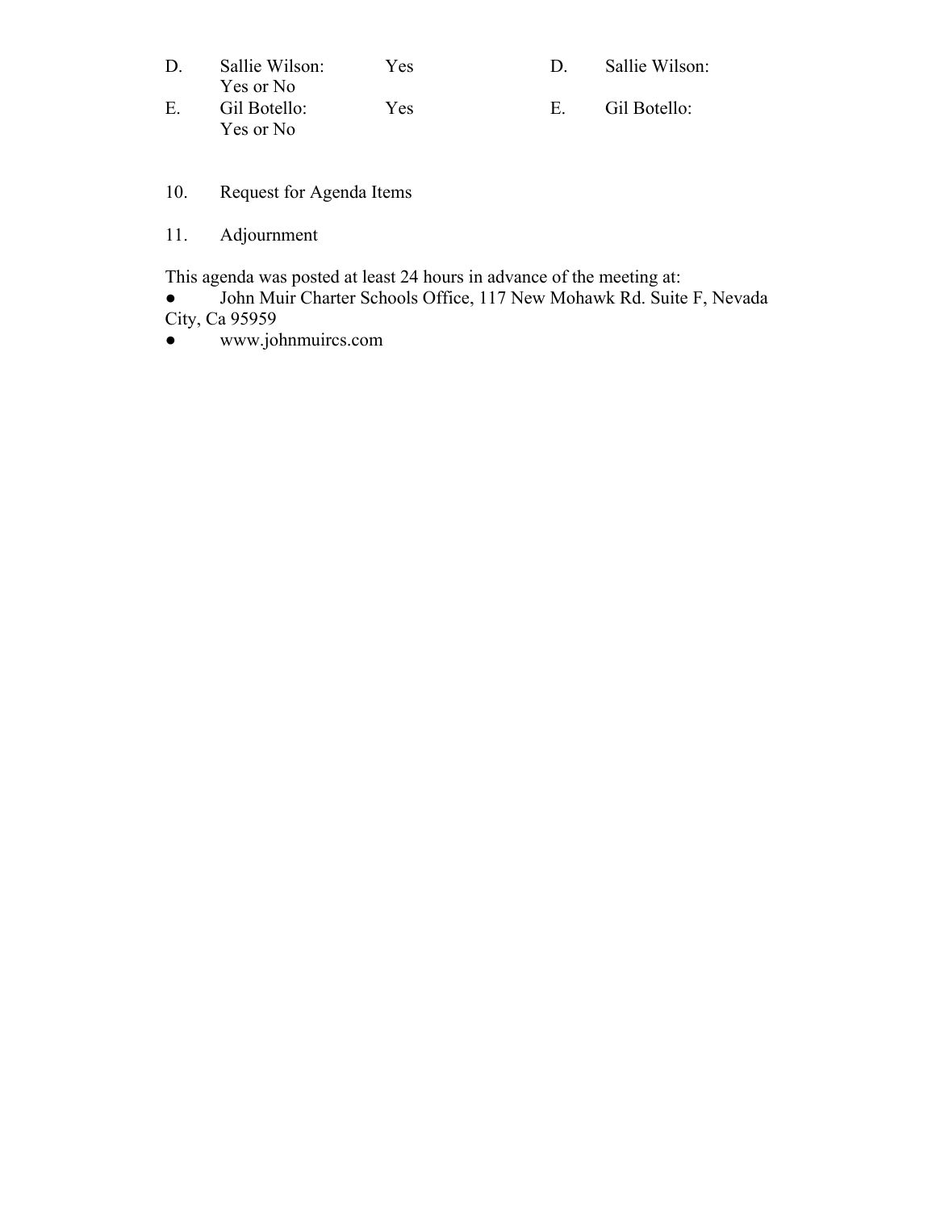| | | | | |
|---|---|---|---|---|
| D. | Sallie Wilson: Yes or No | Yes | D. | Sallie Wilson: |
| E. | Gil Botello: Yes or No | Yes | E. | Gil Botello: |

10. Request for Agenda Items

11. Adjournment

This agenda was posted at least 24 hours in advance of the meeting at:

- John Muir Charter Schools Office, 117 New Mohawk Rd. Suite F, Nevada City, Ca 95959
- www.johnmuircs.com